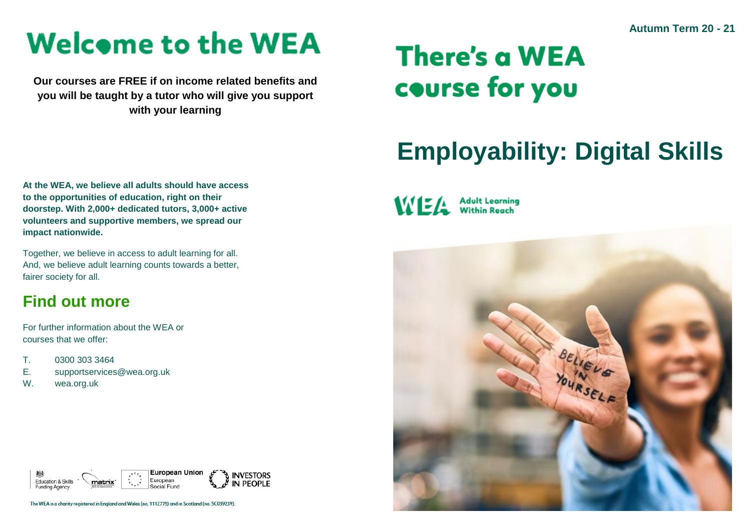# Welcome to the WEA

**Our courses are FREE if on income related benefits and you will be taught by a tutor who will give you support with your learning**

**At the WEA, we believe all adults should have access to the opportunities of education, right on their doorstep. With 2,000+ dedicated tutors, 3,000+ active volunteers and supportive members, we spread our impact nationwide.**

Together, we believe in access to adult learning for all. And, we believe adult learning counts towards a better, fairer society for all.

## Find out more

For further information about the WEA or courses that we offer:

T. 0300 303 3464
E. supportservices@wea.org.uk
W. wea.org.uk

Education & Skills Funding Agency · matrix · European Union European Social Fund · INVESTORS IN PEOPLE

The WEA is a charity registered in England and Wales (no. 1112775) and in Scotland (no. SC039239).

**Autumn Term 20 - 21**

# There's a WEA course for you

# Employability: Digital Skills

WEA Adult Learning Within Reach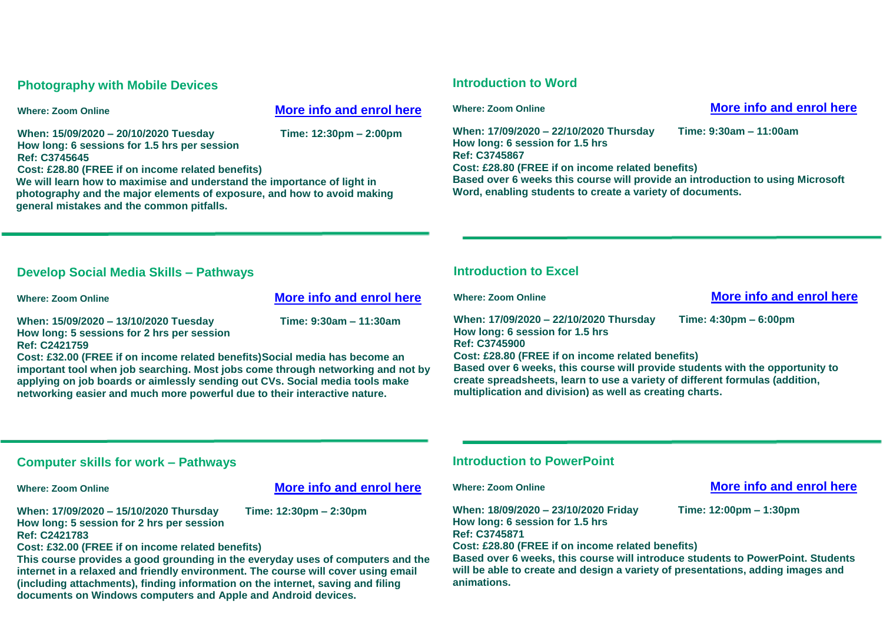## Photography with Mobile Devices

**Where: Zoom Online**

**More info and enrol here**

**When: 15/09/2020 – 20/10/2020 Tuesday** **Time: 12:30pm – 2:00pm**
**How long: 6 sessions for 1.5 hrs per session**
**Ref: C3745645**
**Cost: £28.80 (FREE if on income related benefits)**
**We will learn how to maximise and understand the importance of light in photography and the major elements of exposure, and how to avoid making general mistakes and the common pitfalls.**

---

## Develop Social Media Skills – Pathways

**Where: Zoom Online**

**More info and enrol here**

**When: 15/09/2020 – 13/10/2020 Tuesday** **Time: 9:30am – 11:30am**
**How long: 5 sessions for 2 hrs per session**
**Ref: C2421759**
**Cost: £32.00 (FREE if on income related benefits)Social media has become an important tool when job searching. Most jobs come through networking and not by applying on job boards or aimlessly sending out CVs. Social media tools make networking easier and much more powerful due to their interactive nature.**

---

## Computer skills for work – Pathways

**Where: Zoom Online**

**More info and enrol here**

**When: 17/09/2020 – 15/10/2020 Thursday** **Time: 12:30pm – 2:30pm**
**How long: 5 session for 2 hrs per session**
**Ref: C2421783**
**Cost: £32.00 (FREE if on income related benefits)**
**This course provides a good grounding in the everyday uses of computers and the internet in a relaxed and friendly environment. The course will cover using email (including attachments), finding information on the internet, saving and filing documents on Windows computers and Apple and Android devices.**

---

## Introduction to Word

**Where: Zoom Online**

**More info and enrol here**

**When: 17/09/2020 – 22/10/2020 Thursday** **Time: 9:30am – 11:00am**
**How long: 6 session for 1.5 hrs**
**Ref: C3745867**
**Cost: £28.80 (FREE if on income related benefits)**
**Based over 6 weeks this course will provide an introduction to using Microsoft Word, enabling students to create a variety of documents.**

---

## Introduction to Excel

**Where: Zoom Online**

**More info and enrol here**

**When: 17/09/2020 – 22/10/2020 Thursday** **Time: 4:30pm – 6:00pm**
**How long: 6 session for 1.5 hrs**
**Ref: C3745900**
**Cost: £28.80 (FREE if on income related benefits)**
**Based over 6 weeks, this course will provide students with the opportunity to create spreadsheets, learn to use a variety of different formulas (addition, multiplication and division) as well as creating charts.**

---

## Introduction to PowerPoint

**Where: Zoom Online**

**More info and enrol here**

**When: 18/09/2020 – 23/10/2020 Friday** **Time: 12:00pm – 1:30pm**
**How long: 6 session for 1.5 hrs**
**Ref: C3745871**
**Cost: £28.80 (FREE if on income related benefits)**
**Based over 6 weeks, this course will introduce students to PowerPoint. Students will be able to create and design a variety of presentations, adding images and animations.**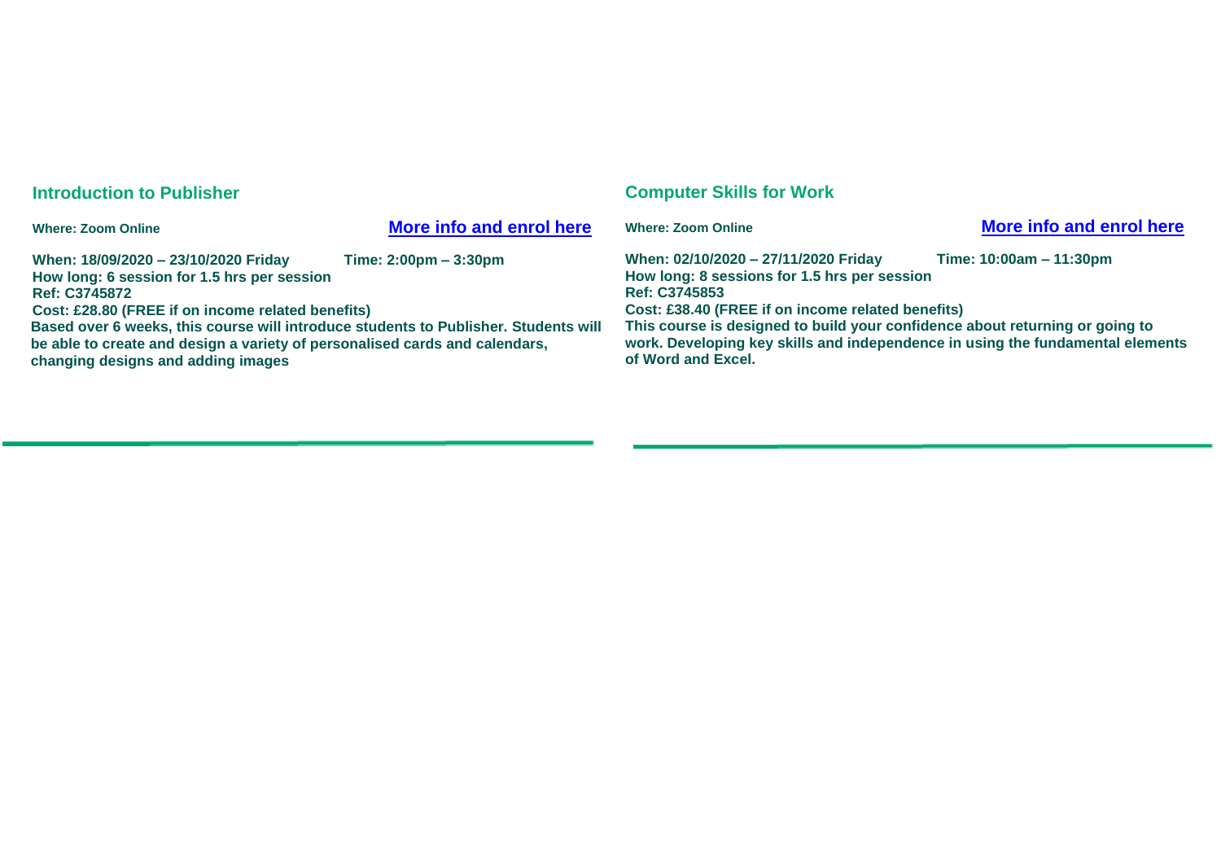## Introduction to Publisher

**Where: Zoom Online**

**More info and enrol here**

**When: 18/09/2020 – 23/10/2020 Friday** **Time: 2:00pm – 3:30pm**
**How long: 6 session for 1.5 hrs per session**
**Ref: C3745872**
**Cost: £28.80 (FREE if on income related benefits)**
**Based over 6 weeks, this course will introduce students to Publisher. Students will be able to create and design a variety of personalised cards and calendars, changing designs and adding images**

## Computer Skills for Work

**Where: Zoom Online**

**More info and enrol here**

**When: 02/10/2020 – 27/11/2020 Friday** **Time: 10:00am – 11:30pm**
**How long: 8 sessions for 1.5 hrs per session**
**Ref: C3745853**
**Cost: £38.40 (FREE if on income related benefits)**
**This course is designed to build your confidence about returning or going to work. Developing key skills and independence in using the fundamental elements of Word and Excel.**